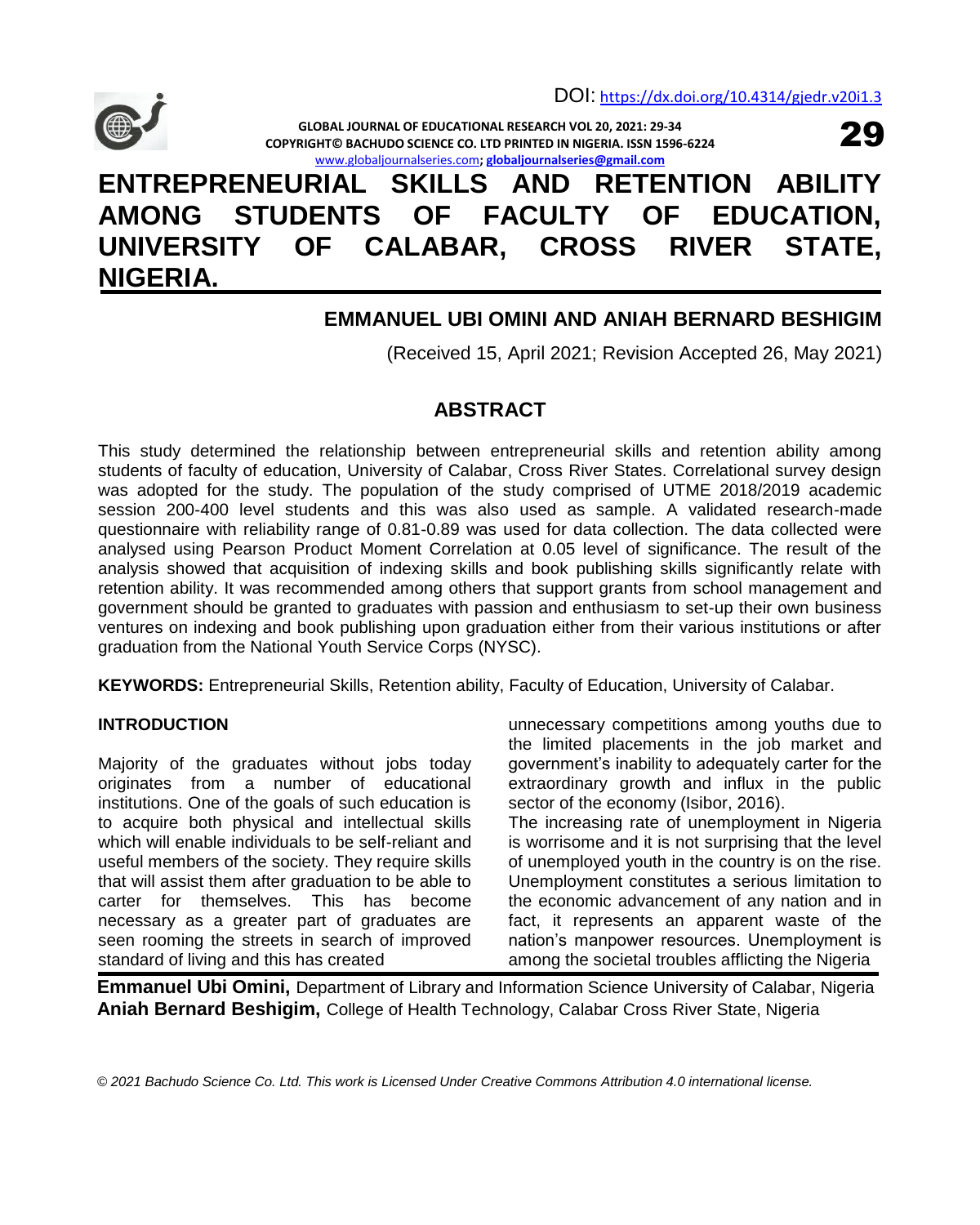DOI: https://dx.doi.org/10.4314/gjedr.v20i1.3

GLOBAL JOURNAL OF EDUCATIONAL RESEARCH VOL 20, 2021: 29-34
COPYRIGHT© BACHUDO SCIENCE CO. LTD PRINTED IN NIGERIA. ISSN 1596-6224
www.globaljournalseries.com; globaljournalseries@gmail.com

# ENTREPRENEURIAL SKILLS AND RETENTION ABILITY AMONG STUDENTS OF FACULTY OF EDUCATION, UNIVERSITY OF CALABAR, CROSS RIVER STATE, NIGERIA.

**EMMANUEL UBI OMINI AND ANIAH BERNARD BESHIGIM**

(Received 15, April 2021; Revision Accepted 26, May 2021)

## ABSTRACT

This study determined the relationship between entrepreneurial skills and retention ability among students of faculty of education, University of Calabar, Cross River States. Correlational survey design was adopted for the study. The population of the study comprised of UTME 2018/2019 academic session 200-400 level students and this was also used as sample. A validated research-made questionnaire with reliability range of 0.81-0.89 was used for data collection. The data collected were analysed using Pearson Product Moment Correlation at 0.05 level of significance. The result of the analysis showed that acquisition of indexing skills and book publishing skills significantly relate with retention ability. It was recommended among others that support grants from school management and government should be granted to graduates with passion and enthusiasm to set-up their own business ventures on indexing and book publishing upon graduation either from their various institutions or after graduation from the National Youth Service Corps (NYSC).

**KEYWORDS:** Entrepreneurial Skills, Retention ability, Faculty of Education, University of Calabar.

## INTRODUCTION

Majority of the graduates without jobs today originates from a number of educational institutions. One of the goals of such education is to acquire both physical and intellectual skills which will enable individuals to be self-reliant and useful members of the society. They require skills that will assist them after graduation to be able to carter for themselves. This has become necessary as a greater part of graduates are seen rooming the streets in search of improved standard of living and this has created unnecessary competitions among youths due to the limited placements in the job market and government's inability to adequately carter for the extraordinary growth and influx in the public sector of the economy (Isibor, 2016).

The increasing rate of unemployment in Nigeria is worrisome and it is not surprising that the level of unemployed youth in the country is on the rise. Unemployment constitutes a serious limitation to the economic advancement of any nation and in fact, it represents an apparent waste of the nation's manpower resources. Unemployment is among the societal troubles afflicting the Nigeria

**Emmanuel Ubi Omini,** Department of Library and Information Science University of Calabar, Nigeria
**Aniah Bernard Beshigim,** College of Health Technology, Calabar Cross River State, Nigeria

*© 2021 Bachudo Science Co. Ltd. This work is Licensed Under Creative Commons Attribution 4.0 international license.*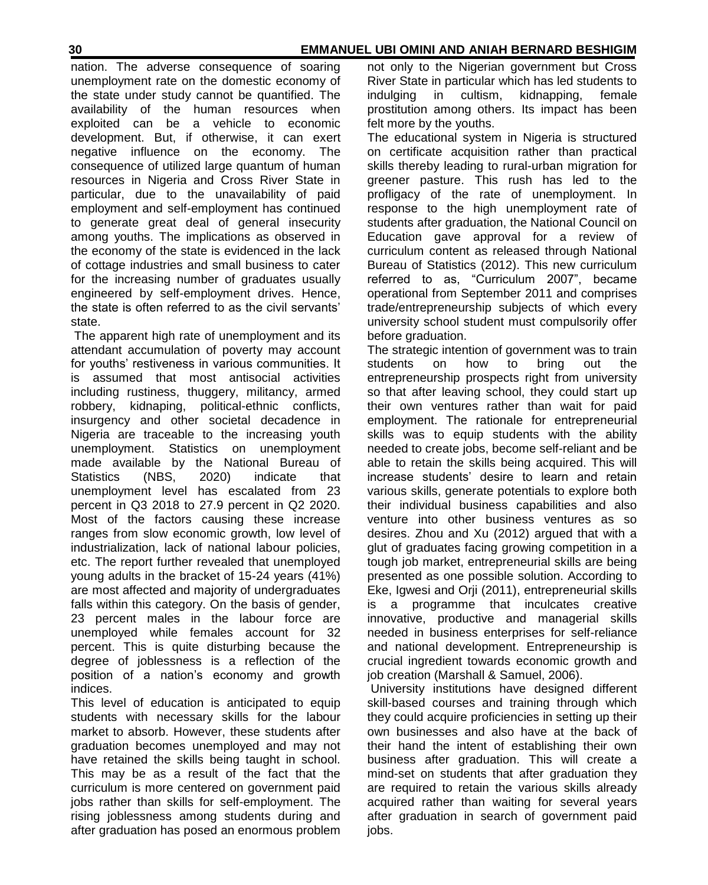nation. The adverse consequence of soaring unemployment rate on the domestic economy of the state under study cannot be quantified. The availability of the human resources when exploited can be a vehicle to economic development. But, if otherwise, it can exert negative influence on the economy. The consequence of utilized large quantum of human resources in Nigeria and Cross River State in particular, due to the unavailability of paid employment and self-employment has continued to generate great deal of general insecurity among youths. The implications as observed in the economy of the state is evidenced in the lack of cottage industries and small business to cater for the increasing number of graduates usually engineered by self-employment drives. Hence, the state is often referred to as the civil servants' state.

The apparent high rate of unemployment and its attendant accumulation of poverty may account for youths' restiveness in various communities. It is assumed that most antisocial activities including rustiness, thuggery, militancy, armed robbery, kidnaping, political-ethnic conflicts, insurgency and other societal decadence in Nigeria are traceable to the increasing youth unemployment. Statistics on unemployment made available by the National Bureau of Statistics (NBS, 2020) indicate that unemployment level has escalated from 23 percent in Q3 2018 to 27.9 percent in Q2 2020. Most of the factors causing these increase ranges from slow economic growth, low level of industrialization, lack of national labour policies, etc. The report further revealed that unemployed young adults in the bracket of 15-24 years (41%) are most affected and majority of undergraduates falls within this category. On the basis of gender, 23 percent males in the labour force are unemployed while females account for 32 percent. This is quite disturbing because the degree of joblessness is a reflection of the position of a nation's economy and growth indices.

This level of education is anticipated to equip students with necessary skills for the labour market to absorb. However, these students after graduation becomes unemployed and may not have retained the skills being taught in school. This may be as a result of the fact that the curriculum is more centered on government paid jobs rather than skills for self-employment. The rising joblessness among students during and after graduation has posed an enormous problem not only to the Nigerian government but Cross River State in particular which has led students to indulging in cultism, kidnapping, female prostitution among others. Its impact has been felt more by the youths.

The educational system in Nigeria is structured on certificate acquisition rather than practical skills thereby leading to rural-urban migration for greener pasture. This rush has led to the profligacy of the rate of unemployment. In response to the high unemployment rate of students after graduation, the National Council on Education gave approval for a review of curriculum content as released through National Bureau of Statistics (2012). This new curriculum referred to as, "Curriculum 2007", became operational from September 2011 and comprises trade/entrepreneurship subjects of which every university school student must compulsorily offer before graduation.

The strategic intention of government was to train students on how to bring out the entrepreneurship prospects right from university so that after leaving school, they could start up their own ventures rather than wait for paid employment. The rationale for entrepreneurial skills was to equip students with the ability needed to create jobs, become self-reliant and be able to retain the skills being acquired. This will increase students' desire to learn and retain various skills, generate potentials to explore both their individual business capabilities and also venture into other business ventures as so desires. Zhou and Xu (2012) argued that with a glut of graduates facing growing competition in a tough job market, entrepreneurial skills are being presented as one possible solution. According to Eke, Igwesi and Orji (2011), entrepreneurial skills is a programme that inculcates creative innovative, productive and managerial skills needed in business enterprises for self-reliance and national development. Entrepreneurship is crucial ingredient towards economic growth and job creation (Marshall & Samuel, 2006).

University institutions have designed different skill-based courses and training through which they could acquire proficiencies in setting up their own businesses and also have at the back of their hand the intent of establishing their own business after graduation. This will create a mind-set on students that after graduation they are required to retain the various skills already acquired rather than waiting for several years after graduation in search of government paid jobs.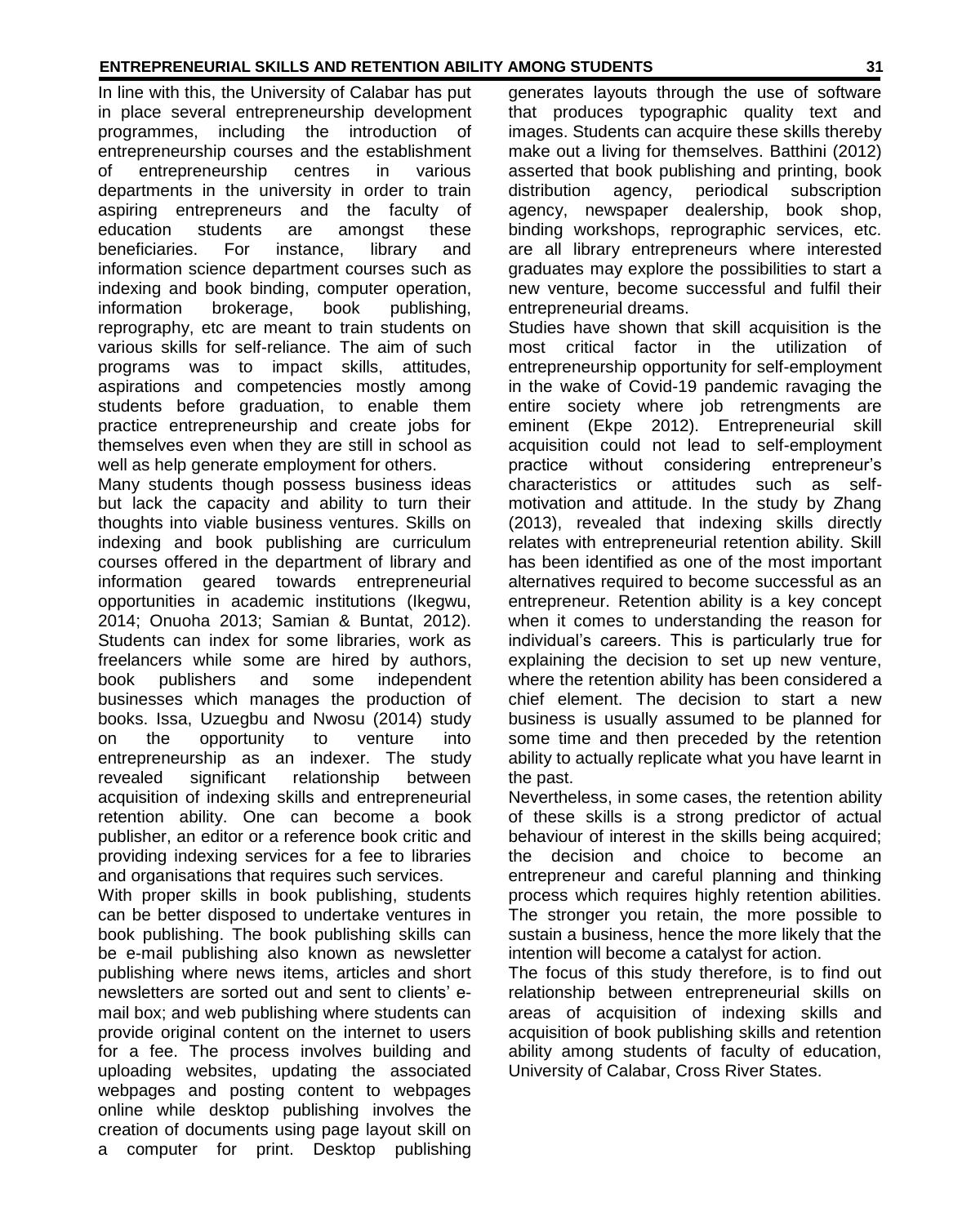In line with this, the University of Calabar has put in place several entrepreneurship development programmes, including the introduction of entrepreneurship courses and the establishment of entrepreneurship centres in various departments in the university in order to train aspiring entrepreneurs and the faculty of education students are amongst these beneficiaries. For instance, library and information science department courses such as indexing and book binding, computer operation, information brokerage, book publishing, reprography, etc are meant to train students on various skills for self-reliance. The aim of such programs was to impact skills, attitudes, aspirations and competencies mostly among students before graduation, to enable them practice entrepreneurship and create jobs for themselves even when they are still in school as well as help generate employment for others.

Many students though possess business ideas but lack the capacity and ability to turn their thoughts into viable business ventures. Skills on indexing and book publishing are curriculum courses offered in the department of library and information geared towards entrepreneurial opportunities in academic institutions (Ikegwu, 2014; Onuoha 2013; Samian & Buntat, 2012). Students can index for some libraries, work as freelancers while some are hired by authors, book publishers and some independent businesses which manages the production of books. Issa, Uzuegbu and Nwosu (2014) study on the opportunity to venture into entrepreneurship as an indexer. The study revealed significant relationship between acquisition of indexing skills and entrepreneurial retention ability. One can become a book publisher, an editor or a reference book critic and providing indexing services for a fee to libraries and organisations that requires such services.

With proper skills in book publishing, students can be better disposed to undertake ventures in book publishing. The book publishing skills can be e-mail publishing also known as newsletter publishing where news items, articles and short newsletters are sorted out and sent to clients' e-mail box; and web publishing where students can provide original content on the internet to users for a fee. The process involves building and uploading websites, updating the associated webpages and posting content to webpages online while desktop publishing involves the creation of documents using page layout skill on a computer for print. Desktop publishing generates layouts through the use of software that produces typographic quality text and images. Students can acquire these skills thereby make out a living for themselves. Batthini (2012) asserted that book publishing and printing, book distribution agency, periodical subscription agency, newspaper dealership, book shop, binding workshops, reprographic services, etc. are all library entrepreneurs where interested graduates may explore the possibilities to start a new venture, become successful and fulfil their entrepreneurial dreams.

Studies have shown that skill acquisition is the most critical factor in the utilization of entrepreneurship opportunity for self-employment in the wake of Covid-19 pandemic ravaging the entire society where job retrengments are eminent (Ekpe 2012). Entrepreneurial skill acquisition could not lead to self-employment practice without considering entrepreneur's characteristics or attitudes such as self-motivation and attitude. In the study by Zhang (2013), revealed that indexing skills directly relates with entrepreneurial retention ability. Skill has been identified as one of the most important alternatives required to become successful as an entrepreneur. Retention ability is a key concept when it comes to understanding the reason for individual's careers. This is particularly true for explaining the decision to set up new venture, where the retention ability has been considered a chief element. The decision to start a new business is usually assumed to be planned for some time and then preceded by the retention ability to actually replicate what you have learnt in the past.

Nevertheless, in some cases, the retention ability of these skills is a strong predictor of actual behaviour of interest in the skills being acquired; the decision and choice to become an entrepreneur and careful planning and thinking process which requires highly retention abilities. The stronger you retain, the more possible to sustain a business, hence the more likely that the intention will become a catalyst for action.

The focus of this study therefore, is to find out relationship between entrepreneurial skills on areas of acquisition of indexing skills and acquisition of book publishing skills and retention ability among students of faculty of education, University of Calabar, Cross River States.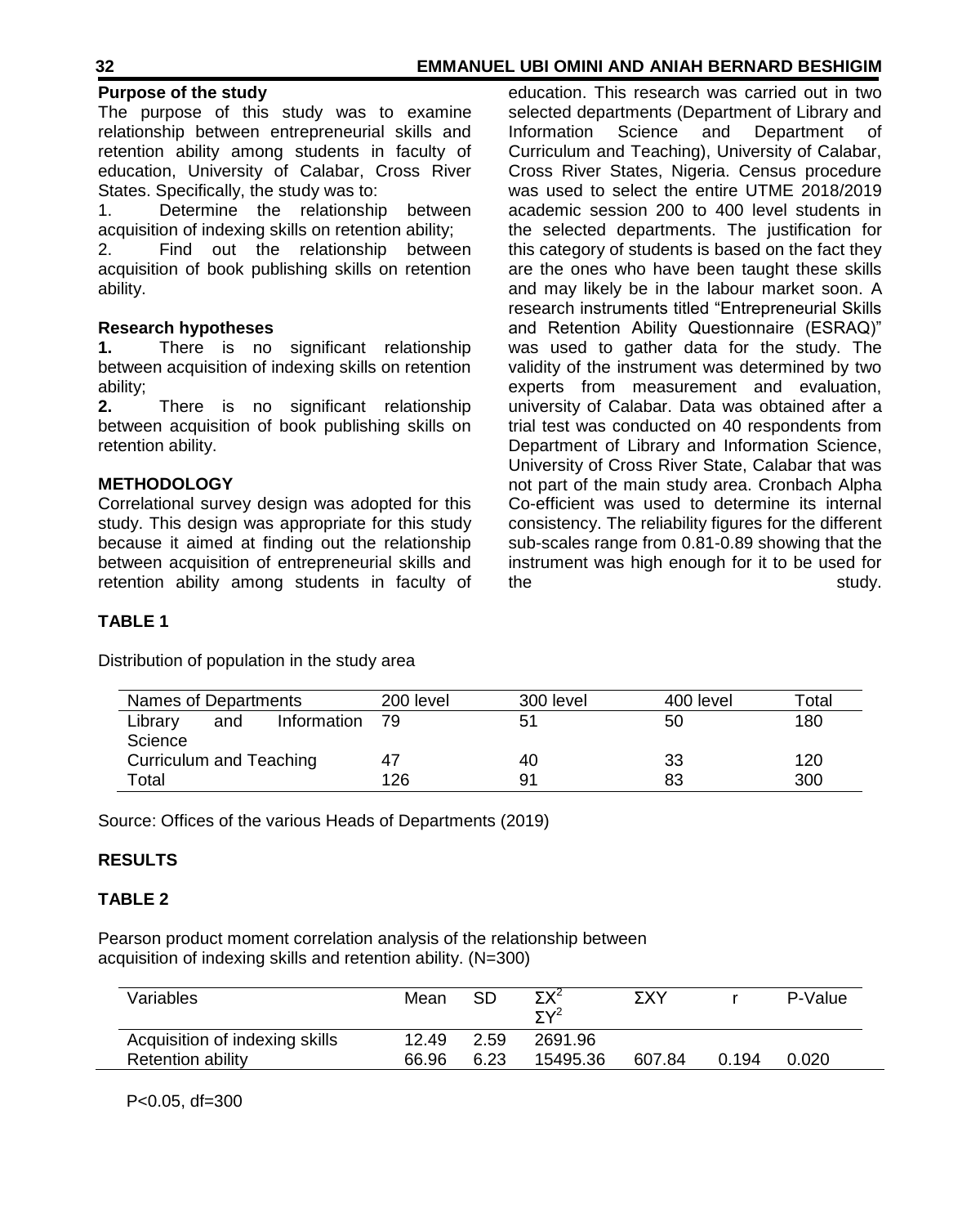### Purpose of the study

The purpose of this study was to examine relationship between entrepreneurial skills and retention ability among students in faculty of education, University of Calabar, Cross River States. Specifically, the study was to:

1. Determine the relationship between acquisition of indexing skills on retention ability;
2. Find out the relationship between acquisition of book publishing skills on retention ability.

### Research hypotheses

**1.** There is no significant relationship between acquisition of indexing skills on retention ability;

**2.** There is no significant relationship between acquisition of book publishing skills on retention ability.

### METHODOLOGY

Correlational survey design was adopted for this study. This design was appropriate for this study because it aimed at finding out the relationship between acquisition of entrepreneurial skills and retention ability among students in faculty of education. This research was carried out in two selected departments (Department of Library and Information Science and Department of Curriculum and Teaching), University of Calabar, Cross River States, Nigeria. Census procedure was used to select the entire UTME 2018/2019 academic session 200 to 400 level students in the selected departments. The justification for this category of students is based on the fact they are the ones who have been taught these skills and may likely be in the labour market soon. A research instruments titled "Entrepreneurial Skills and Retention Ability Questionnaire (ESRAQ)" was used to gather data for the study. The validity of the instrument was determined by two experts from measurement and evaluation, university of Calabar. Data was obtained after a trial test was conducted on 40 respondents from Department of Library and Information Science, University of Cross River State, Calabar that was not part of the main study area. Cronbach Alpha Co-efficient was used to determine its internal consistency. The reliability figures for the different sub-scales range from 0.81-0.89 showing that the instrument was high enough for it to be used for the study.

### TABLE 1

Distribution of population in the study area

| Names of Departments | 200 level | 300 level | 400 level | Total |
|---|---|---|---|---|
| Library and Information Science | 79 | 51 | 50 | 180 |
| Curriculum and Teaching | 47 | 40 | 33 | 120 |
| Total | 126 | 91 | 83 | 300 |

Source: Offices of the various Heads of Departments (2019)

### RESULTS

### TABLE 2

Pearson product moment correlation analysis of the relationship between acquisition of indexing skills and retention ability. (N=300)

| Variables | Mean | SD | $\Sigma X^2$ $\Sigma Y^2$ | $\Sigma XY$ | r | P-Value |
|---|---|---|---|---|---|---|
| Acquisition of indexing skills | 12.49 | 2.59 | 2691.96 | | | |
| Retention ability | 66.96 | 6.23 | 15495.36 | 607.84 | 0.194 | 0.020 |

$P<0.05$, df=300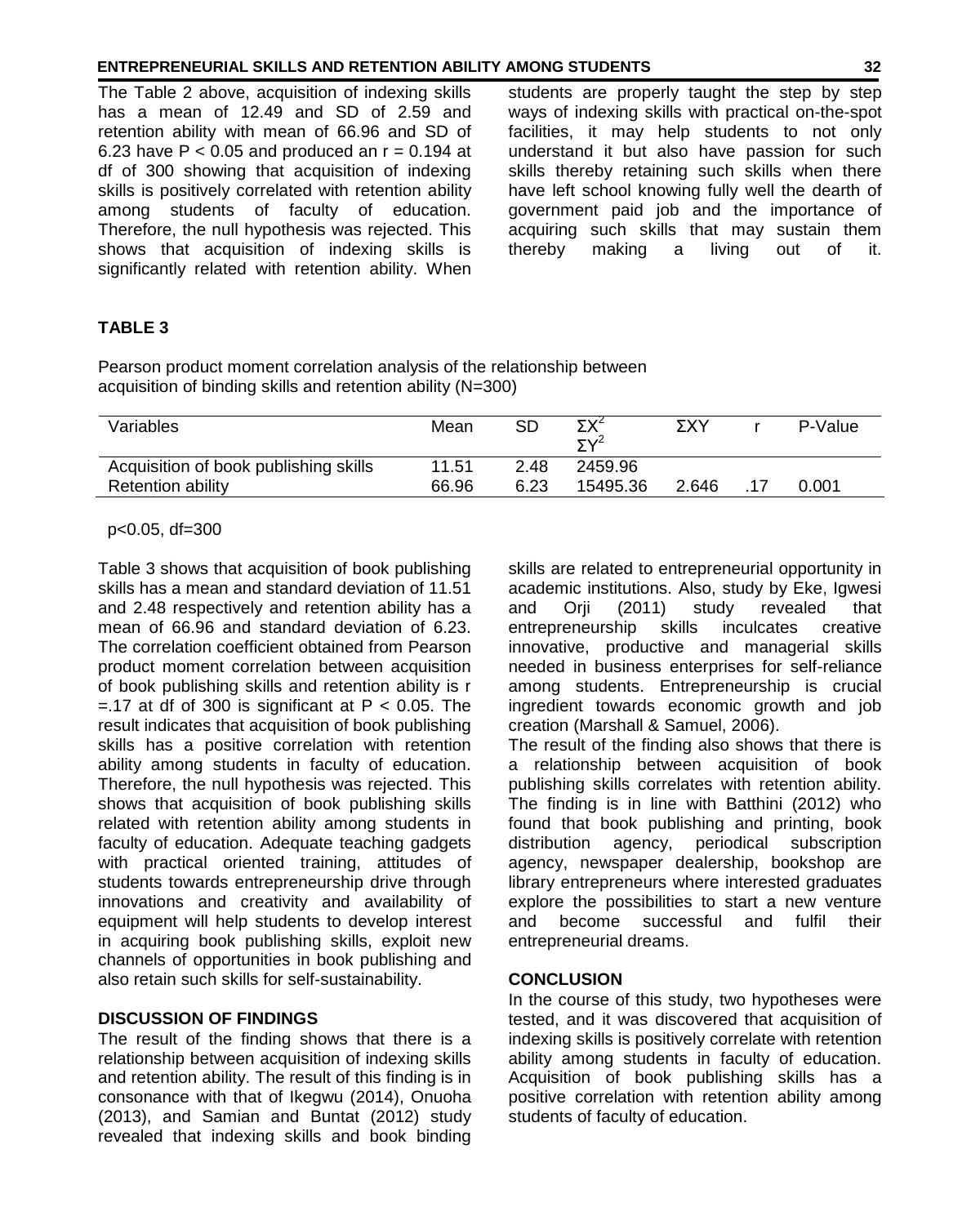The Table 2 above, acquisition of indexing skills has a mean of 12.49 and SD of 2.59 and retention ability with mean of 66.96 and SD of 6.23 have $P < 0.05$ and produced an $r = 0.194$ at df of 300 showing that acquisition of indexing skills is positively correlated with retention ability among students of faculty of education. Therefore, the null hypothesis was rejected. This shows that acquisition of indexing skills is significantly related with retention ability. When students are properly taught the step by step ways of indexing skills with practical on-the-spot facilities, it may help students to not only understand it but also have passion for such skills thereby retaining such skills when there have left school knowing fully well the dearth of government paid job and the importance of acquiring such skills that may sustain them thereby making a living out of it.

**TABLE 3**

Pearson product moment correlation analysis of the relationship between acquisition of binding skills and retention ability (N=300)

| Variables | Mean | SD | $\Sigma X^2$ $\Sigma Y^2$ | $\Sigma XY$ | r | P-Value |
|---|---|---|---|---|---|---|
| Acquisition of book publishing skills | 11.51 | 2.48 | 2459.96 | | | |
| Retention ability | 66.96 | 6.23 | 15495.36 | 2.646 | .17 | 0.001 |

$p<0.05$, df=300

Table 3 shows that acquisition of book publishing skills has a mean and standard deviation of 11.51 and 2.48 respectively and retention ability has a mean of 66.96 and standard deviation of 6.23. The correlation coefficient obtained from Pearson product moment correlation between acquisition of book publishing skills and retention ability is $r = .17$ at df of 300 is significant at $P < 0.05$. The result indicates that acquisition of book publishing skills has a positive correlation with retention ability among students in faculty of education. Therefore, the null hypothesis was rejected. This shows that acquisition of book publishing skills related with retention ability among students in faculty of education. Adequate teaching gadgets with practical oriented training, attitudes of students towards entrepreneurship drive through innovations and creativity and availability of equipment will help students to develop interest in acquiring book publishing skills, exploit new channels of opportunities in book publishing and also retain such skills for self-sustainability.

## DISCUSSION OF FINDINGS

The result of the finding shows that there is a relationship between acquisition of indexing skills and retention ability. The result of this finding is in consonance with that of Ikegwu (2014), Onuoha (2013), and Samian and Buntat (2012) study revealed that indexing skills and book binding skills are related to entrepreneurial opportunity in academic institutions. Also, study by Eke, Igwesi and Orji (2011) study revealed that entrepreneurship skills inculcates creative innovative, productive and managerial skills needed in business enterprises for self-reliance among students. Entrepreneurship is crucial ingredient towards economic growth and job creation (Marshall & Samuel, 2006).

The result of the finding also shows that there is a relationship between acquisition of book publishing skills correlates with retention ability. The finding is in line with Batthini (2012) who found that book publishing and printing, book distribution agency, periodical subscription agency, newspaper dealership, bookshop are library entrepreneurs where interested graduates explore the possibilities to start a new venture and become successful and fulfil their entrepreneurial dreams.

## CONCLUSION

In the course of this study, two hypotheses were tested, and it was discovered that acquisition of indexing skills is positively correlate with retention ability among students in faculty of education. Acquisition of book publishing skills has a positive correlation with retention ability among students of faculty of education.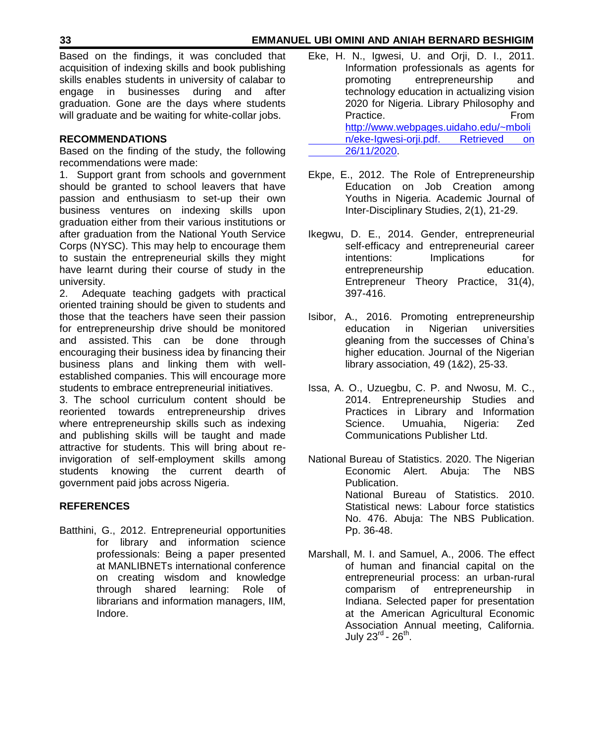Based on the findings, it was concluded that acquisition of indexing skills and book publishing skills enables students in university of calabar to engage in businesses during and after graduation. Gone are the days where students will graduate and be waiting for white-collar jobs.

## RECOMMENDATIONS

Based on the finding of the study, the following recommendations were made:

1. Support grant from schools and government should be granted to school leavers that have passion and enthusiasm to set-up their own business ventures on indexing skills upon graduation either from their various institutions or after graduation from the National Youth Service Corps (NYSC). This may help to encourage them to sustain the entrepreneurial skills they might have learnt during their course of study in the university.
2. Adequate teaching gadgets with practical oriented training should be given to students and those that the teachers have seen their passion for entrepreneurship drive should be monitored and assisted. This can be done through encouraging their business idea by financing their business plans and linking them with well-established companies. This will encourage more students to embrace entrepreneurial initiatives.
3. The school curriculum content should be reoriented towards entrepreneurship drives where entrepreneurship skills such as indexing and publishing skills will be taught and made attractive for students. This will bring about re-invigoration of self-employment skills among students knowing the current dearth of government paid jobs across Nigeria.

## REFERENCES

Batthini, G., 2012. Entrepreneurial opportunities for library and information science professionals: Being a paper presented at MANLIBNETs international conference on creating wisdom and knowledge through shared learning: Role of librarians and information managers, IIM, Indore.

Eke, H. N., Igwesi, U. and Orji, D. I., 2011. Information professionals as agents for promoting entrepreneurship and technology education in actualizing vision 2020 for Nigeria. Library Philosophy and Practice. From http://www.webpages.uidaho.edu/~mbolin/eke-Igwesi-orji.pdf. Retrieved on 26/11/2020.

Ekpe, E., 2012. The Role of Entrepreneurship Education on Job Creation among Youths in Nigeria. Academic Journal of Inter-Disciplinary Studies, 2(1), 21-29.

Ikegwu, D. E., 2014. Gender, entrepreneurial self-efficacy and entrepreneurial career intentions: Implications for entrepreneurship education. Entrepreneur Theory Practice, 31(4), 397-416.

Isibor, A., 2016. Promoting entrepreneurship education in Nigerian universities gleaning from the successes of China's higher education. Journal of the Nigerian library association, 49 (1&2), 25-33.

Issa, A. O., Uzuegbu, C. P. and Nwosu, M. C., 2014. Entrepreneurship Studies and Practices in Library and Information Science. Umuahia, Nigeria: Zed Communications Publisher Ltd.

National Bureau of Statistics. 2020. The Nigerian Economic Alert. Abuja: The NBS Publication.

National Bureau of Statistics. 2010. Statistical news: Labour force statistics No. 476. Abuja: The NBS Publication. Pp. 36-48.

Marshall, M. I. and Samuel, A., 2006. The effect of human and financial capital on the entrepreneurial process: an urban-rural comparism of entrepreneurship in Indiana. Selected paper for presentation at the American Agricultural Economic Association Annual meeting, California. July 23rd - 26th.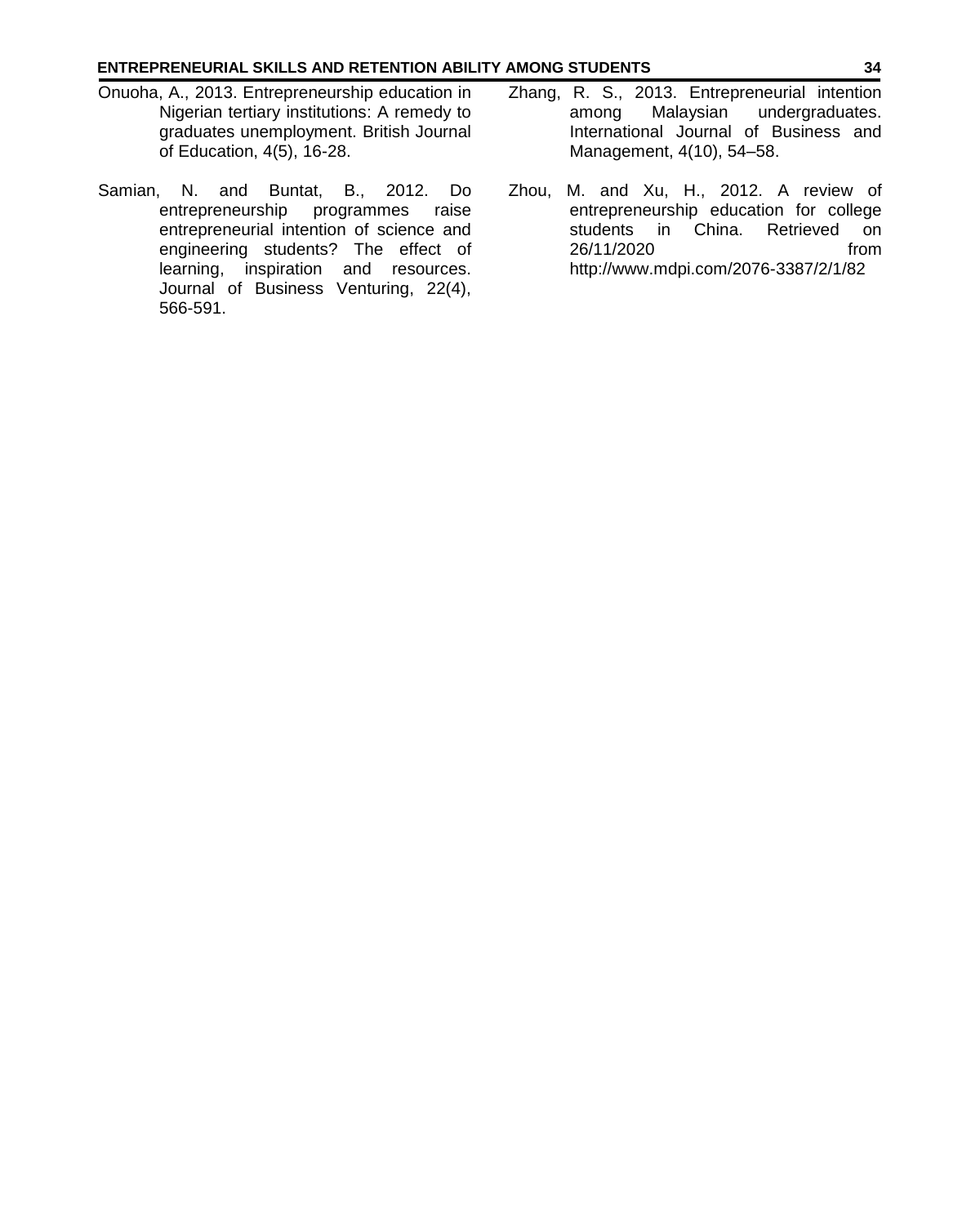Onuoha, A., 2013. Entrepreneurship education in Nigerian tertiary institutions: A remedy to graduates unemployment. British Journal of Education, 4(5), 16-28.

Samian, N. and Buntat, B., 2012. Do entrepreneurship programmes raise entrepreneurial intention of science and engineering students? The effect of learning, inspiration and resources. Journal of Business Venturing, 22(4), 566-591.

Zhang, R. S., 2013. Entrepreneurial intention among Malaysian undergraduates. International Journal of Business and Management, 4(10), 54–58.

Zhou, M. and Xu, H., 2012. A review of entrepreneurship education for college students in China. Retrieved on 26/11/2020 from http://www.mdpi.com/2076-3387/2/1/82